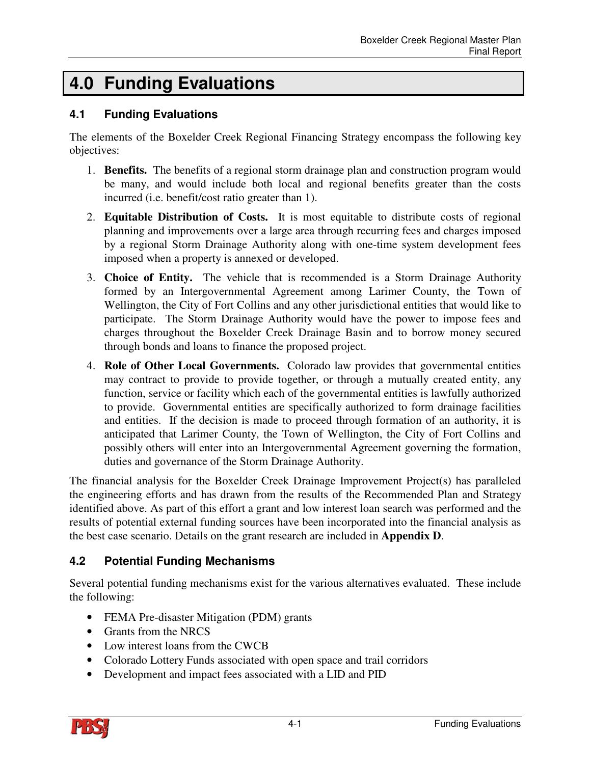# 4.0 Funding Evaluations

## 4.1 Funding Evaluations

The elements of the Boxelder Creek Regional Financing Strategy encompass the following key objectives:

1. **Benefits.** The benefits of a regional storm drainage plan and construction program would be many, and would include both local and regional benefits greater than the costs incurred (i.e. benefit/cost ratio greater than 1).
2. **Equitable Distribution of Costs.** It is most equitable to distribute costs of regional planning and improvements over a large area through recurring fees and charges imposed by a regional Storm Drainage Authority along with one-time system development fees imposed when a property is annexed or developed.
3. **Choice of Entity.** The vehicle that is recommended is a Storm Drainage Authority formed by an Intergovernmental Agreement among Larimer County, the Town of Wellington, the City of Fort Collins and any other jurisdictional entities that would like to participate. The Storm Drainage Authority would have the power to impose fees and charges throughout the Boxelder Creek Drainage Basin and to borrow money secured through bonds and loans to finance the proposed project.
4. **Role of Other Local Governments.** Colorado law provides that governmental entities may contract to provide to provide together, or through a mutually created entity, any function, service or facility which each of the governmental entities is lawfully authorized to provide. Governmental entities are specifically authorized to form drainage facilities and entities. If the decision is made to proceed through formation of an authority, it is anticipated that Larimer County, the Town of Wellington, the City of Fort Collins and possibly others will enter into an Intergovernmental Agreement governing the formation, duties and governance of the Storm Drainage Authority.

The financial analysis for the Boxelder Creek Drainage Improvement Project(s) has paralleled the engineering efforts and has drawn from the results of the Recommended Plan and Strategy identified above. As part of this effort a grant and low interest loan search was performed and the results of potential external funding sources have been incorporated into the financial analysis as the best case scenario. Details on the grant research are included in **Appendix D**.

## 4.2 Potential Funding Mechanisms

Several potential funding mechanisms exist for the various alternatives evaluated. These include the following:

- FEMA Pre-disaster Mitigation (PDM) grants
- Grants from the NRCS
- Low interest loans from the CWCB
- Colorado Lottery Funds associated with open space and trail corridors
- Development and impact fees associated with a LID and PID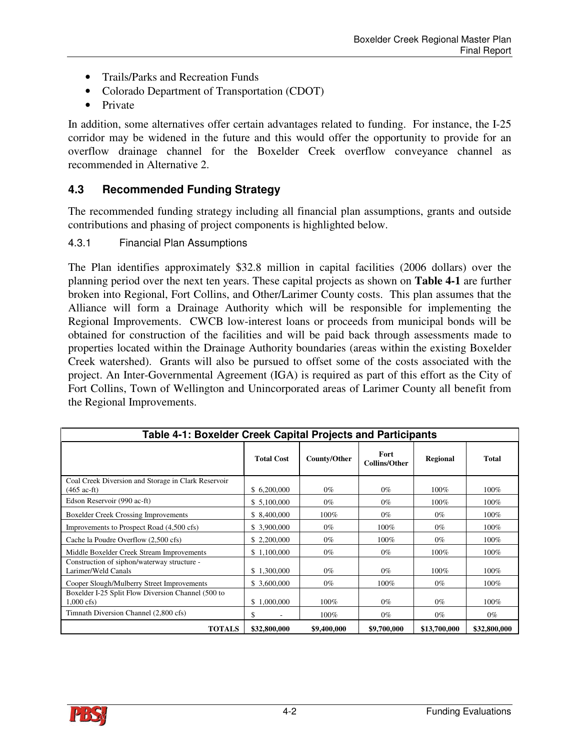- Trails/Parks and Recreation Funds
- Colorado Department of Transportation (CDOT)
- Private

In addition, some alternatives offer certain advantages related to funding. For instance, the I-25 corridor may be widened in the future and this would offer the opportunity to provide for an overflow drainage channel for the Boxelder Creek overflow conveyance channel as recommended in Alternative 2.

## 4.3 Recommended Funding Strategy

The recommended funding strategy including all financial plan assumptions, grants and outside contributions and phasing of project components is highlighted below.

### 4.3.1 Financial Plan Assumptions

The Plan identifies approximately $32.8 million in capital facilities (2006 dollars) over the planning period over the next ten years. These capital projects as shown on **Table 4-1** are further broken into Regional, Fort Collins, and Other/Larimer County costs. This plan assumes that the Alliance will form a Drainage Authority which will be responsible for implementing the Regional Improvements. CWCB low-interest loans or proceeds from municipal bonds will be obtained for construction of the facilities and will be paid back through assessments made to properties located within the Drainage Authority boundaries (areas within the existing Boxelder Creek watershed). Grants will also be pursued to offset some of the costs associated with the project. An Inter-Governmental Agreement (IGA) is required as part of this effort as the City of Fort Collins, Town of Wellington and Unincorporated areas of Larimer County all benefit from the Regional Improvements.

**Table 4-1: Boxelder Creek Capital Projects and Participants**

| | Total Cost | County/Other | Fort Collins/Other | Regional | Total |
|---|---|---|---|---|---|
| Coal Creek Diversion and Storage in Clark Reservoir (465 ac-ft) | $ 6,200,000 | 0% | 0% | 100% | 100% |
| Edson Reservoir (990 ac-ft) | $ 5,100,000 | 0% | 0% | 100% | 100% |
| Boxelder Creek Crossing Improvements | $ 8,400,000 | 100% | 0% | 0% | 100% |
| Improvements to Prospect Road (4,500 cfs) | $ 3,900,000 | 0% | 100% | 0% | 100% |
| Cache la Poudre Overflow (2,500 cfs) | $ 2,200,000 | 0% | 100% | 0% | 100% |
| Middle Boxelder Creek Stream Improvements | $ 1,100,000 | 0% | 0% | 100% | 100% |
| Construction of siphon/waterway structure - Larimer/Weld Canals | $ 1,300,000 | 0% | 0% | 100% | 100% |
| Cooper Slough/Mulberry Street Improvements | $ 3,600,000 | 0% | 100% | 0% | 100% |
| Boxelder I-25 Split Flow Diversion Channel (500 to 1,000 cfs) | $ 1,000,000 | 100% | 0% | 0% | 100% |
| Timnath Diversion Channel (2,800 cfs) | $ - | 100% | 0% | 0% | 0% |
| **TOTALS** | **$32,800,000** | **$9,400,000** | **$9,700,000** | **$13,700,000** | **$32,800,000** |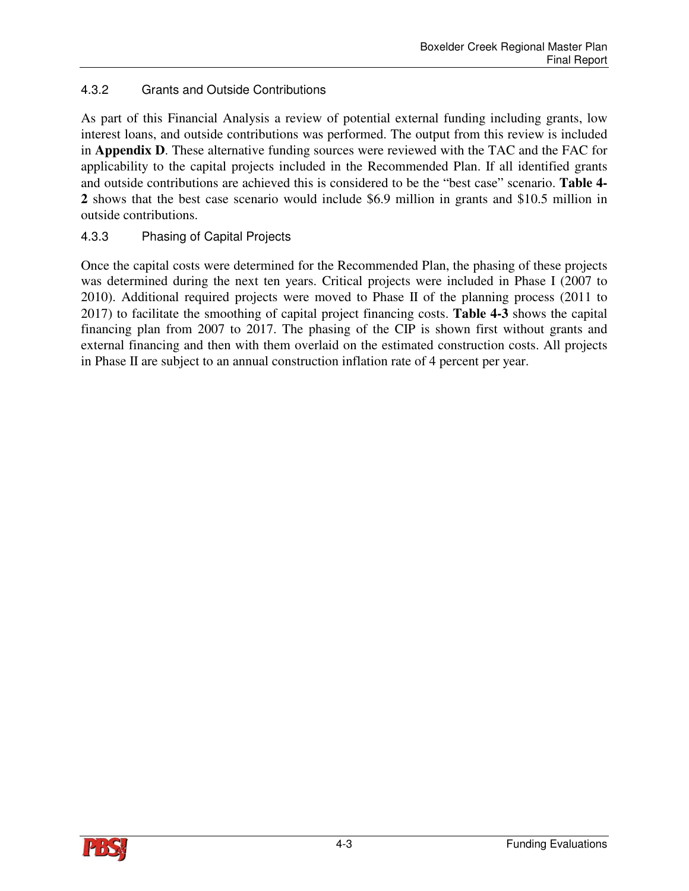### 4.3.2 Grants and Outside Contributions

As part of this Financial Analysis a review of potential external funding including grants, low interest loans, and outside contributions was performed. The output from this review is included in **Appendix D**. These alternative funding sources were reviewed with the TAC and the FAC for applicability to the capital projects included in the Recommended Plan. If all identified grants and outside contributions are achieved this is considered to be the "best case" scenario. **Table 4-2** shows that the best case scenario would include $6.9 million in grants and $10.5 million in outside contributions.

### 4.3.3 Phasing of Capital Projects

Once the capital costs were determined for the Recommended Plan, the phasing of these projects was determined during the next ten years. Critical projects were included in Phase I (2007 to 2010). Additional required projects were moved to Phase II of the planning process (2011 to 2017) to facilitate the smoothing of capital project financing costs. **Table 4-3** shows the capital financing plan from 2007 to 2017. The phasing of the CIP is shown first without grants and external financing and then with them overlaid on the estimated construction costs. All projects in Phase II are subject to an annual construction inflation rate of 4 percent per year.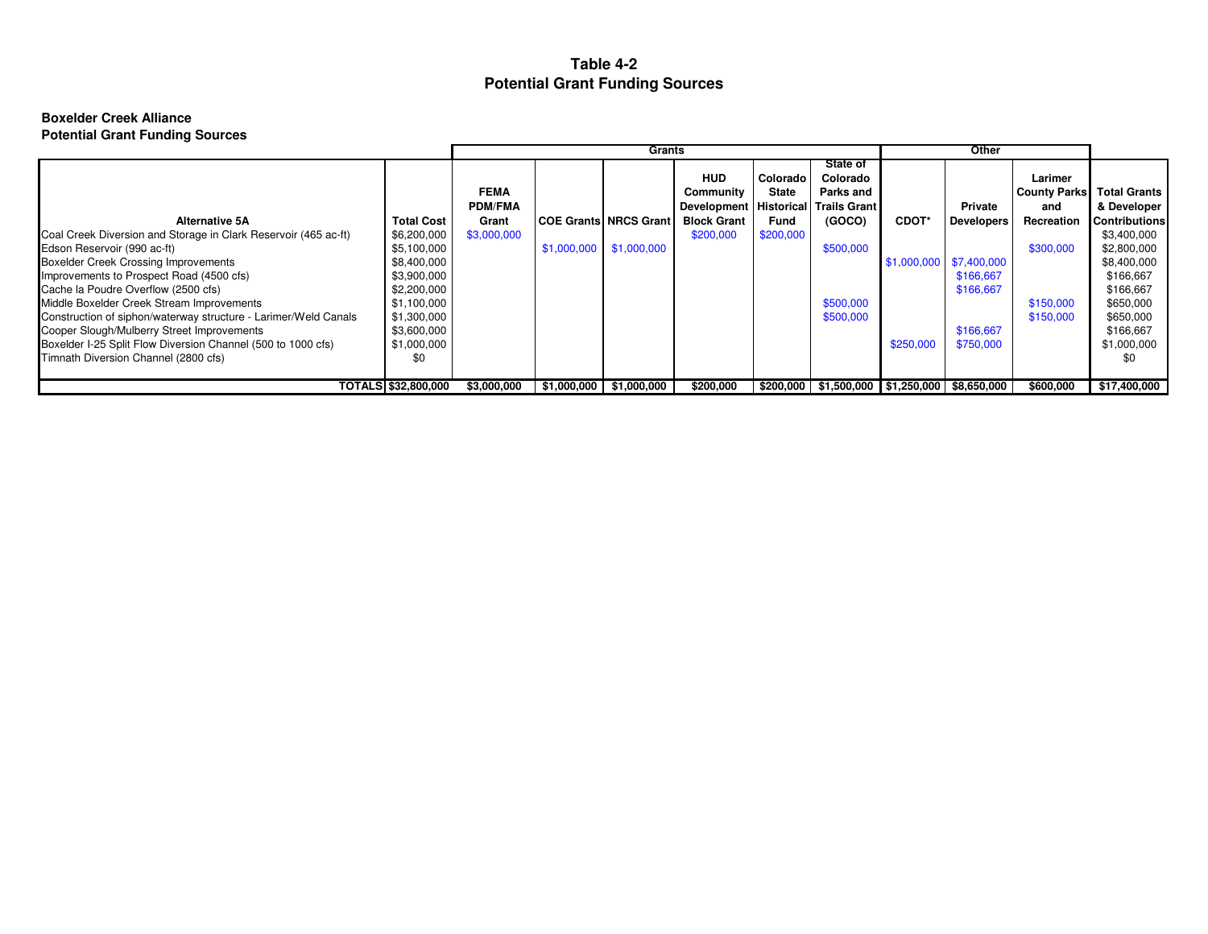# Table 4-2
# Potential Grant Funding Sources

**Boxelder Creek Alliance**
**Potential Grant Funding Sources**

| | | Grants | | | | | | Other | | | |
|---|---|---|---|---|---|---|---|---|---|---|---|
| **Alternative 5A** | **Total Cost** | **FEMA PDM/FMA Grant** | **COE Grants** | **NRCS Grant** | **HUD Community Development Block Grant** | **Colorado State Historical Fund** | **State of Colorado Parks and Trails Grant (GOCO)** | **CDOT*** | **Private Developers** | **Larimer County Parks and Recreation** | **Total Grants & Developer Contributions** |
| Coal Creek Diversion and Storage in Clark Reservoir (465 ac-ft) | $6,200,000 | $3,000,000 | | | $200,000 | $200,000 | | | | | $3,400,000 |
| Edson Reservoir (990 ac-ft) | $5,100,000 | | $1,000,000 | $1,000,000 | | | $500,000 | | | $300,000 | $2,800,000 |
| Boxelder Creek Crossing Improvements | $8,400,000 | | | | | | | $1,000,000 | $7,400,000 | | $8,400,000 |
| Improvements to Prospect Road (4500 cfs) | $3,900,000 | | | | | | | | $166,667 | | $166,667 |
| Cache la Poudre Overflow (2500 cfs) | $2,200,000 | | | | | | | | $166,667 | | $166,667 |
| Middle Boxelder Creek Stream Improvements | $1,100,000 | | | | | | $500,000 | | | $150,000 | $650,000 |
| Construction of siphon/waterway structure - Larimer/Weld Canals | $1,300,000 | | | | | | $500,000 | | | $150,000 | $650,000 |
| Cooper Slough/Mulberry Street Improvements | $3,600,000 | | | | | | | | $166,667 | | $166,667 |
| Boxelder I-25 Split Flow Diversion Channel (500 to 1000 cfs) | $1,000,000 | | | | | | | $250,000 | $750,000 | | $1,000,000 |
| Timnath Diversion Channel (2800 cfs) | $0 | | | | | | | | | | $0 |
| **TOTALS** | **$32,800,000** | **$3,000,000** | **$1,000,000** | **$1,000,000** | **$200,000** | **$200,000** | **$1,500,000** | **$1,250,000** | **$8,650,000** | **$600,000** | **$17,400,000** |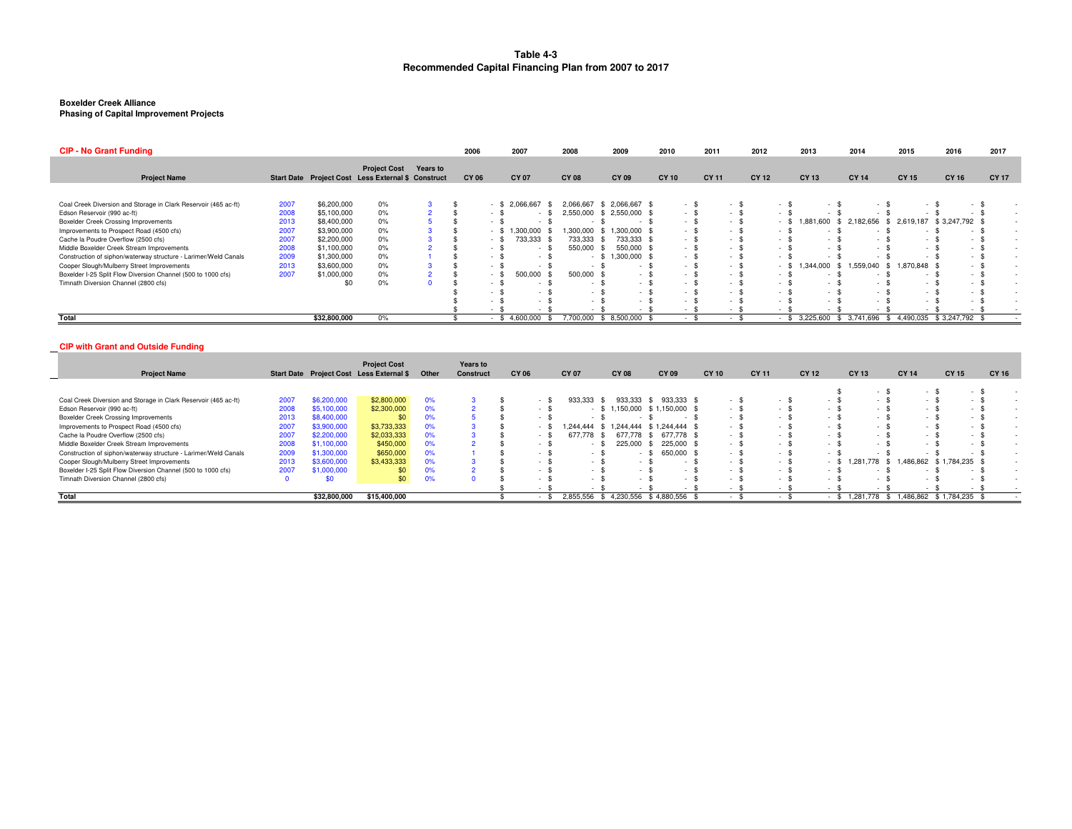# Table 4-3
## Recommended Capital Financing Plan from 2007 to 2017

**Boxelder Creek Alliance**
**Phasing of Capital Improvement Projects**

### CIP - No Grant Funding

| Project Name | Start Date | Project Cost | Project Cost Less External $ | Years to Construct | 2006 CY 06 | 2007 CY 07 | 2008 CY 08 | 2009 CY 09 | 2010 CY 10 | 2011 CY 11 | 2012 CY 12 | 2013 CY 13 | 2014 CY 14 | 2015 CY 15 | 2016 CY 16 | 2017 CY 17 |
|---|---|---|---|---|---|---|---|---|---|---|---|---|---|---|---|---|
| Coal Creek Diversion and Storage in Clark Reservoir (465 ac-ft) | 2007 | $6,200,000 | 0% | 3 | $ - | $ 2,066,667 | $ 2,066,667 | $ 2,066,667 | $ - | $ - | $ - | $ - | $ - | $ - | $ - | $ - |
| Edson Reservoir (990 ac-ft) | 2008 | $5,100,000 | 0% | 2 | $ - | $ - | $ 2,550,000 | $ 2,550,000 | $ - | $ - | $ - | $ - | $ - | $ - | $ - | $ - |
| Boxelder Creek Crossing Improvements | 2013 | $8,400,000 | 0% | 5 | $ - | $ - | $ - | $ - | $ - | $ - | $ - | $ 1,881,600 | $ 2,182,656 | $ 2,619,187 | $ 3,247,792 | $ - |
| Improvements to Prospect Road (4500 cfs) | 2007 | $3,900,000 | 0% | 3 | $ - | $ 1,300,000 | $ 1,300,000 | $ 1,300,000 | $ - | $ - | $ - | $ - | $ - | $ - | $ - | $ - |
| Cache la Poudre Overflow (2500 cfs) | 2007 | $2,200,000 | 0% | 3 | $ - | $ 733,333 | $ 733,333 | $ 733,333 | $ - | $ - | $ - | $ - | $ - | $ - | $ - | $ - |
| Middle Boxelder Creek Stream Improvements | 2008 | $1,100,000 | 0% | 2 | $ - | $ - | $ 550,000 | $ 550,000 | $ - | $ - | $ - | $ - | $ - | $ - | $ - | $ - |
| Construction of siphon/waterway structure - Larimer/Weld Canals | 2009 | $1,300,000 | 0% | 1 | $ - | $ - | $ - | $ 1,300,000 | $ - | $ - | $ - | $ - | $ - | $ - | $ - | $ - |
| Cooper Slough/Mulberry Street Improvements | 2013 | $3,600,000 | 0% | 3 | $ - | $ - | $ - | $ - | $ - | $ - | $ - | $ 1,344,000 | $ 1,559,040 | $ 1,870,848 | $ - | $ - |
| Boxelder I-25 Split Flow Diversion Channel (500 to 1000 cfs) | 2007 | $1,000,000 | 0% | 2 | $ - | $ 500,000 | $ 500,000 | $ - | $ - | $ - | $ - | $ - | $ - | $ - | $ - | $ - |
| Timnath Diversion Channel (2800 cfs) | | $0 | 0% | 0 | $ - | $ - | $ - | $ - | $ - | $ - | $ - | $ - | $ - | $ - | $ - | $ - |
| | | | | | $ - | $ - | $ - | $ - | $ - | $ - | $ - | $ - | $ - | $ - | $ - | $ - |
| | | | | | $ - | $ - | $ - | $ - | $ - | $ - | $ - | $ - | $ - | $ - | $ - | $ - |
| | | | | | $ - | $ - | $ - | $ - | $ - | $ - | $ - | $ - | $ - | $ - | $ - | $ - |
| **Total** | | $32,800,000 | 0% | | $ - | $ 4,600,000 | $ 7,700,000 | $ 8,500,000 | $ - | $ - | $ - | $ 3,225,600 | $ 3,741,696 | $ 4,490,035 | $ 3,247,792 | $ - |

### CIP with Grant and Outside Funding

| Project Name | Start Date | Project Cost | Project Cost Less External $ | Other | Years to Construct | CY 06 | CY 07 | CY 08 | CY 09 | CY 10 | CY 11 | CY 12 | CY 13 | CY 14 | CY 15 | CY 16 |
|---|---|---|---|---|---|---|---|---|---|---|---|---|---|---|---|---|
| | | | | | | | | | | | | | $ - | $ - | $ - | $ - |
| Coal Creek Diversion and Storage in Clark Reservoir (465 ac-ft) | 2007 | $6,200,000 | $2,800,000 | 0% | 3 | $ - | $ 933,333 | $ 933,333 | $ 933,333 | $ - | $ - | $ - | $ - | $ - | $ - | $ - |
| Edson Reservoir (990 ac-ft) | 2008 | $5,100,000 | $2,300,000 | 0% | 2 | $ - | $ - | $ 1,150,000 | $ 1,150,000 | $ - | $ - | $ - | $ - | $ - | $ - | $ - |
| Boxelder Creek Crossing Improvements | 2013 | $8,400,000 | $0 | 0% | 5 | $ - | $ - | $ - | $ - | $ - | $ - | $ - | $ - | $ - | $ - | $ - |
| Improvements to Prospect Road (4500 cfs) | 2007 | $3,900,000 | $3,733,333 | 0% | 3 | $ - | $ 1,244,444 | $ 1,244,444 | $ 1,244,444 | $ - | $ - | $ - | $ - | $ - | $ - | $ - |
| Cache la Poudre Overflow (2500 cfs) | 2007 | $2,200,000 | $2,033,333 | 0% | 3 | $ - | $ 677,778 | $ 677,778 | $ 677,778 | $ - | $ - | $ - | $ - | $ - | $ - | $ - |
| Middle Boxelder Creek Stream Improvements | 2008 | $1,100,000 | $450,000 | 0% | 2 | $ - | $ - | $ 225,000 | $ 225,000 | $ - | $ - | $ - | $ - | $ - | $ - | $ - |
| Construction of siphon/waterway structure - Larimer/Weld Canals | 2009 | $1,300,000 | $650,000 | 0% | 1 | $ - | $ - | $ - | $ 650,000 | $ - | $ - | $ - | $ - | $ - | $ - | $ - |
| Cooper Slough/Mulberry Street Improvements | 2013 | $3,600,000 | $3,433,333 | 0% | 3 | $ - | $ - | $ - | $ - | $ - | $ - | $ - | $ 1,281,778 | $ 1,486,862 | $ 1,784,235 | $ - |
| Boxelder I-25 Split Flow Diversion Channel (500 to 1000 cfs) | 2007 | $1,000,000 | $0 | 0% | 2 | $ - | $ - | $ - | $ - | $ - | $ - | $ - | $ - | $ - | $ - | $ - |
| Timnath Diversion Channel (2800 cfs) | 0 | $0 | $0 | 0% | 0 | $ - | $ - | $ - | $ - | $ - | $ - | $ - | $ - | $ - | $ - | $ - |
| | | | | | | $ - | $ - | $ - | $ - | $ - | $ - | $ - | $ - | $ - | $ - | $ - |
| **Total** | | $32,800,000 | $15,400,000 | | | $ - | $ 2,855,556 | $ 4,230,556 | $ 4,880,556 | $ - | $ - | $ - | $ 1,281,778 | $ 1,486,862 | $ 1,784,235 | $ - |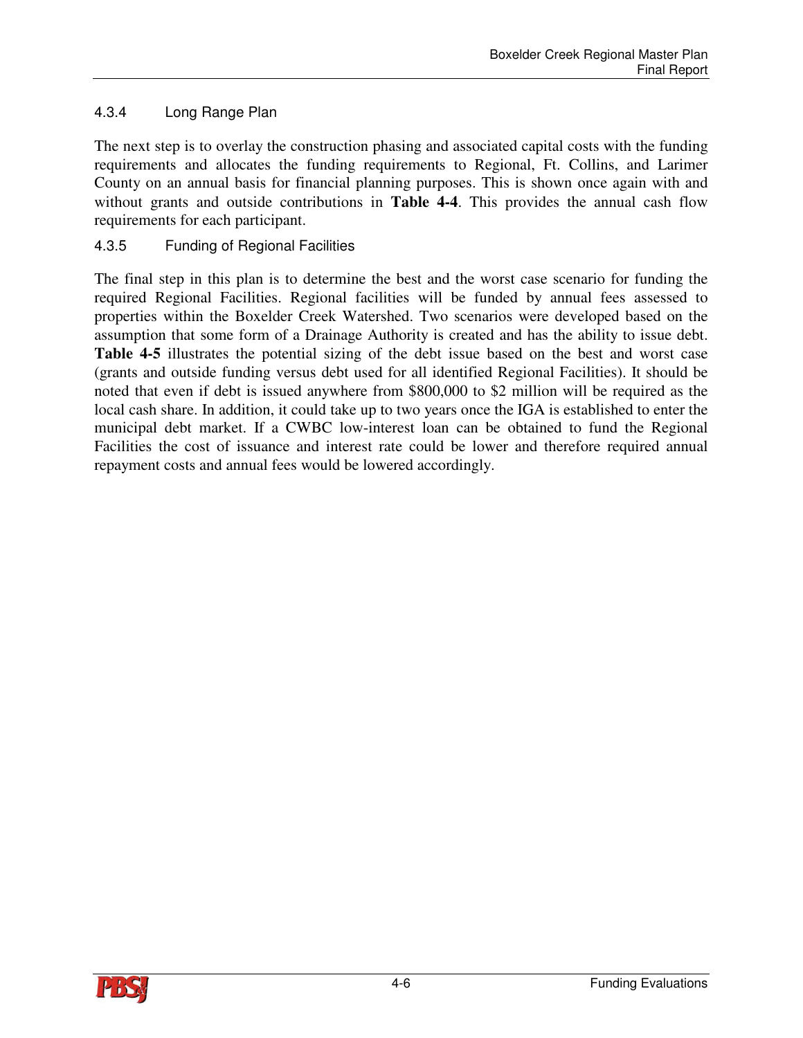### 4.3.4 Long Range Plan

The next step is to overlay the construction phasing and associated capital costs with the funding requirements and allocates the funding requirements to Regional, Ft. Collins, and Larimer County on an annual basis for financial planning purposes. This is shown once again with and without grants and outside contributions in **Table 4-4**. This provides the annual cash flow requirements for each participant.

### 4.3.5 Funding of Regional Facilities

The final step in this plan is to determine the best and the worst case scenario for funding the required Regional Facilities. Regional facilities will be funded by annual fees assessed to properties within the Boxelder Creek Watershed. Two scenarios were developed based on the assumption that some form of a Drainage Authority is created and has the ability to issue debt. **Table 4-5** illustrates the potential sizing of the debt issue based on the best and worst case (grants and outside funding versus debt used for all identified Regional Facilities). It should be noted that even if debt is issued anywhere from $800,000 to $2 million will be required as the local cash share. In addition, it could take up to two years once the IGA is established to enter the municipal debt market. If a CWBC low-interest loan can be obtained to fund the Regional Facilities the cost of issuance and interest rate could be lower and therefore required annual repayment costs and annual fees would be lowered accordingly.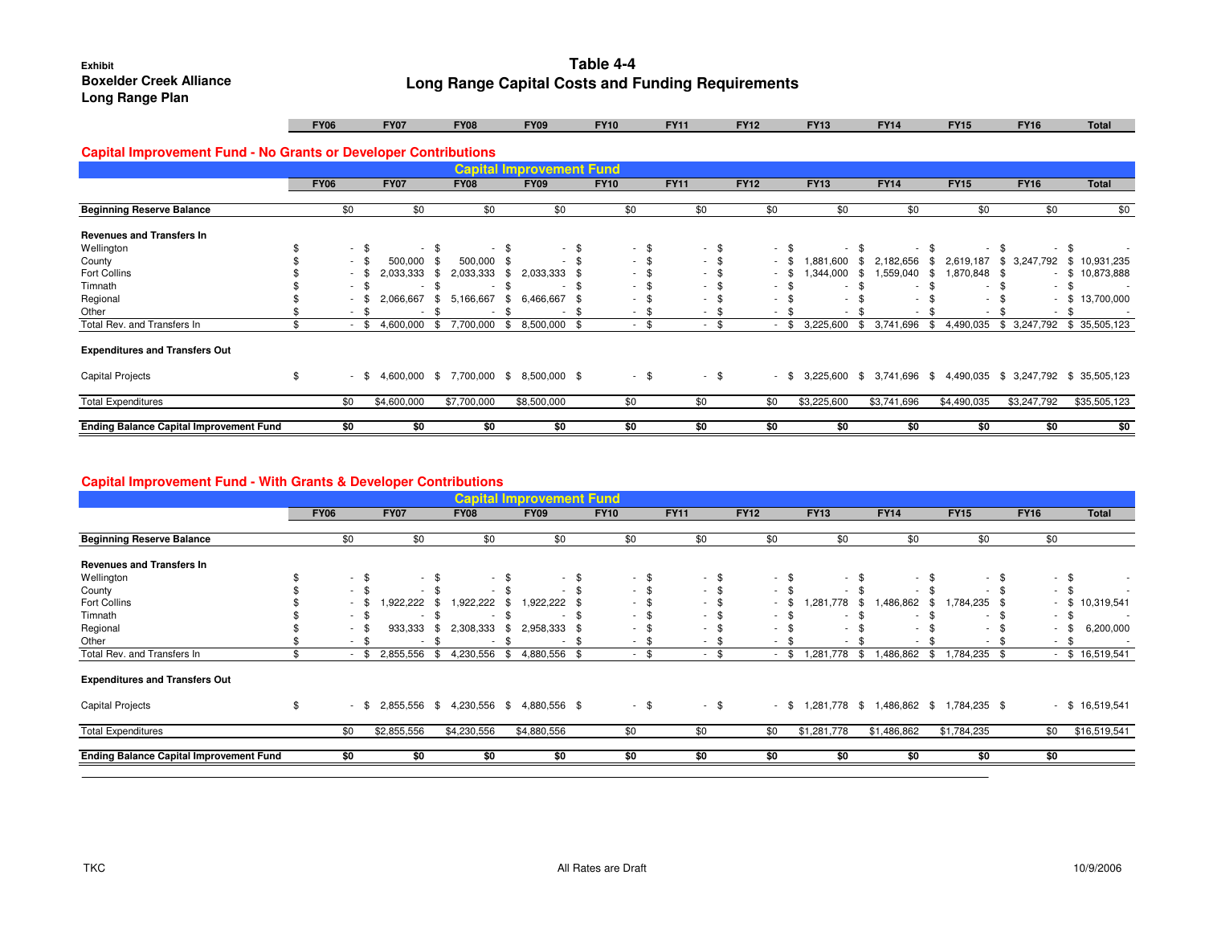Exhibit
**Boxelder Creek Alliance**
**Long Range Plan**

# Table 4-4
## Long Range Capital Costs and Funding Requirements

## Capital Improvement Fund - No Grants or Developer Contributions

**Capital Improvement Fund**

| | FY06 | FY07 | FY08 | FY09 | FY10 | FY11 | FY12 | FY13 | FY14 | FY15 | FY16 | Total |
|---|---|---|---|---|---|---|---|---|---|---|---|---|
| **Beginning Reserve Balance** | $0 | $0 | $0 | $0 | $0 | $0 | $0 | $0 | $0 | $0 | $0 | $0 |
| **Revenues and Transfers In** | | | | | | | | | | | | |
| Wellington | $ - | $ - | $ - | $ - | $ - | $ - | $ - | $ - | $ - | $ - | $ - | $ - |
| County | $ - | $ 500,000 | $ 500,000 | $ - | $ - | $ - | $ - | $ 1,881,600 | $ 2,182,656 | $ 2,619,187 | $ 3,247,792 | $ 10,931,235 |
| Fort Collins | $ - | $ 2,033,333 | $ 2,033,333 | $ 2,033,333 | $ - | $ - | $ - | $ 1,344,000 | $ 1,559,040 | $ 1,870,848 | $ - | $ 10,873,888 |
| Timnath | $ - | $ - | $ - | $ - | $ - | $ - | $ - | $ - | $ - | $ - | $ - | $ - |
| Regional | $ - | $ 2,066,667 | $ 5,166,667 | $ 6,466,667 | $ - | $ - | $ - | $ - | $ - | $ - | $ - | $ 13,700,000 |
| Other | $ - | $ - | $ - | $ - | $ - | $ - | $ - | $ - | $ - | $ - | $ - | $ - |
| Total Rev. and Transfers In | $ - | $ 4,600,000 | $ 7,700,000 | $ 8,500,000 | $ - | $ - | $ - | $ 3,225,600 | $ 3,741,696 | $ 4,490,035 | $ 3,247,792 | $ 35,505,123 |
| **Expenditures and Transfers Out** | | | | | | | | | | | | |
| Capital Projects | $ - | $ 4,600,000 | $ 7,700,000 | $ 8,500,000 | $ - | $ - | $ - | $ 3,225,600 | $ 3,741,696 | $ 4,490,035 | $ 3,247,792 | $ 35,505,123 |
| Total Expenditures | $0 | $4,600,000 | $7,700,000 | $8,500,000 | $0 | $0 | $0 | $3,225,600 | $3,741,696 | $4,490,035 | $3,247,792 | $35,505,123 |
| **Ending Balance Capital Improvement Fund** | **$0** | **$0** | **$0** | **$0** | **$0** | **$0** | **$0** | **$0** | **$0** | **$0** | **$0** | **$0** |

## Capital Improvement Fund - With Grants & Developer Contributions

**Capital Improvement Fund**

| | FY06 | FY07 | FY08 | FY09 | FY10 | FY11 | FY12 | FY13 | FY14 | FY15 | FY16 | Total |
|---|---|---|---|---|---|---|---|---|---|---|---|---|
| **Beginning Reserve Balance** | $0 | $0 | $0 | $0 | $0 | $0 | $0 | $0 | $0 | $0 | $0 | |
| **Revenues and Transfers In** | | | | | | | | | | | | |
| Wellington | $ - | $ - | $ - | $ - | $ - | $ - | $ - | $ - | $ - | $ - | $ - | $ - |
| County | $ - | $ - | $ - | $ - | $ - | $ - | $ - | $ - | $ - | $ - | $ - | $ - |
| Fort Collins | $ - | $ 1,922,222 | $ 1,922,222 | $ 1,922,222 | $ - | $ - | $ - | $ 1,281,778 | $ 1,486,862 | $ 1,784,235 | $ - | $ 10,319,541 |
| Timnath | $ - | $ - | $ - | $ - | $ - | $ - | $ - | $ - | $ - | $ - | $ - | $ - |
| Regional | $ - | $ 933,333 | $ 2,308,333 | $ 2,958,333 | $ - | $ - | $ - | $ - | $ - | $ - | $ - | $ 6,200,000 |
| Other | $ - | $ - | $ - | $ - | $ - | $ - | $ - | $ - | $ - | $ - | $ - | $ - |
| Total Rev. and Transfers In | $ - | $ 2,855,556 | $ 4,230,556 | $ 4,880,556 | $ - | $ - | $ - | $ 1,281,778 | $ 1,486,862 | $ 1,784,235 | $ - | $ 16,519,541 |
| **Expenditures and Transfers Out** | | | | | | | | | | | | |
| Capital Projects | $ - | $ 2,855,556 | $ 4,230,556 | $ 4,880,556 | $ - | $ - | $ - | $ 1,281,778 | $ 1,486,862 | $ 1,784,235 | $ - | $ 16,519,541 |
| Total Expenditures | $0 | $2,855,556 | $4,230,556 | $4,880,556 | $0 | $0 | $0 | $1,281,778 | $1,486,862 | $1,784,235 | $0 | $16,519,541 |
| **Ending Balance Capital Improvement Fund** | **$0** | **$0** | **$0** | **$0** | **$0** | **$0** | **$0** | **$0** | **$0** | **$0** | **$0** | |

TKC — All Rates are Draft — 10/9/2006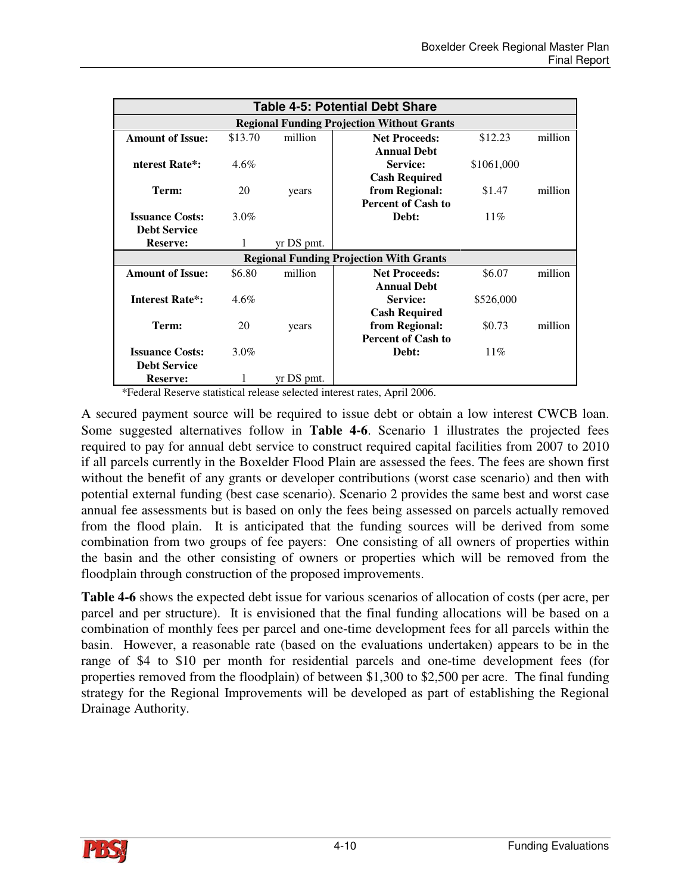| Table 4-5: Potential Debt Share | | | | | |
|---|---|---|---|---|---|
| **Regional Funding Projection Without Grants** | | | | | |
| **Amount of Issue:** | $13.70 | million | **Net Proceeds:** | $12.23 | million |
| **nterest Rate*:** | 4.6% | | **Annual Debt Service:** | $1061,000 | |
| **Term:** | 20 | years | **Cash Required from Regional:** | $1.47 | million |
| **Issuance Costs:** | 3.0% | | **Percent of Cash to Debt:** | 11% | |
| **Debt Service Reserve:** | 1 | yr DS pmt. | | | |
| **Regional Funding Projection With Grants** | | | | | |
| **Amount of Issue:** | $6.80 | million | **Net Proceeds:** | $6.07 | million |
| **Interest Rate*:** | 4.6% | | **Annual Debt Service:** | $526,000 | |
| **Term:** | 20 | years | **Cash Required from Regional:** | $0.73 | million |
| **Issuance Costs:** | 3.0% | | **Percent of Cash to Debt:** | 11% | |
| **Debt Service Reserve:** | 1 | yr DS pmt. | | | |

*Federal Reserve statistical release selected interest rates, April 2006.

A secured payment source will be required to issue debt or obtain a low interest CWCB loan. Some suggested alternatives follow in **Table 4-6**. Scenario 1 illustrates the projected fees required to pay for annual debt service to construct required capital facilities from 2007 to 2010 if all parcels currently in the Boxelder Flood Plain are assessed the fees. The fees are shown first without the benefit of any grants or developer contributions (worst case scenario) and then with potential external funding (best case scenario). Scenario 2 provides the same best and worst case annual fee assessments but is based on only the fees being assessed on parcels actually removed from the flood plain. It is anticipated that the funding sources will be derived from some combination from two groups of fee payers: One consisting of all owners of properties within the basin and the other consisting of owners or properties which will be removed from the floodplain through construction of the proposed improvements.

**Table 4-6** shows the expected debt issue for various scenarios of allocation of costs (per acre, per parcel and per structure). It is envisioned that the final funding allocations will be based on a combination of monthly fees per parcel and one-time development fees for all parcels within the basin. However, a reasonable rate (based on the evaluations undertaken) appears to be in the range of $4 to $10 per month for residential parcels and one-time development fees (for properties removed from the floodplain) of between $1,300 to $2,500 per acre. The final funding strategy for the Regional Improvements will be developed as part of establishing the Regional Drainage Authority.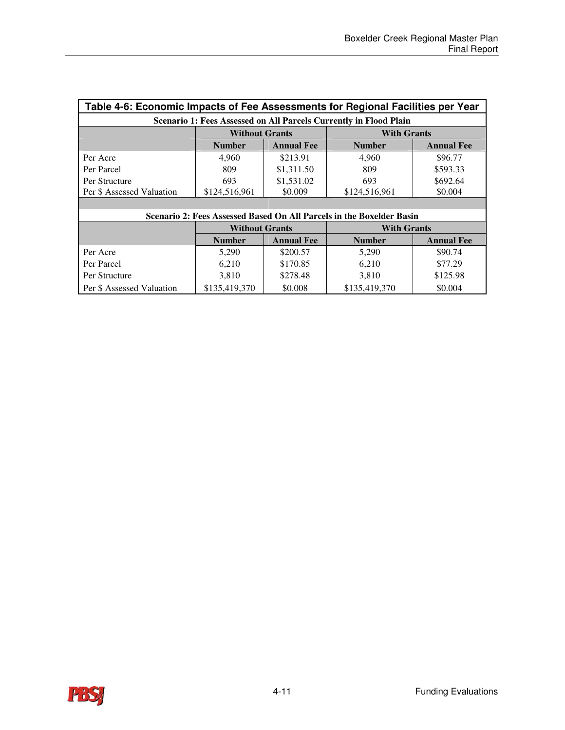**Table 4-6: Economic Impacts of Fee Assessments for Regional Facilities per Year**

| Scenario 1: Fees Assessed on All Parcels Currently in Flood Plain | | | | |
|---|---|---|---|---|
| | Without Grants | | With Grants | |
| | Number | Annual Fee | Number | Annual Fee |
| Per Acre | 4,960 | $213.91 | 4,960 | $96.77 |
| Per Parcel | 809 | $1,311.50 | 809 | $593.33 |
| Per Structure | 693 | $1,531.02 | 693 | $692.64 |
| Per $ Assessed Valuation | $124,516,961 | $0.009 | $124,516,961 | $0.004 |
| | | | | |
| **Scenario 2: Fees Assessed Based On All Parcels in the Boxelder Basin** | | | | |
| | Without Grants | | With Grants | |
| | Number | Annual Fee | Number | Annual Fee |
| Per Acre | 5,290 | $200.57 | 5,290 | $90.74 |
| Per Parcel | 6,210 | $170.85 | 6,210 | $77.29 |
| Per Structure | 3,810 | $278.48 | 3,810 | $125.98 |
| Per $ Assessed Valuation | $135,419,370 | $0.008 | $135,419,370 | $0.004 |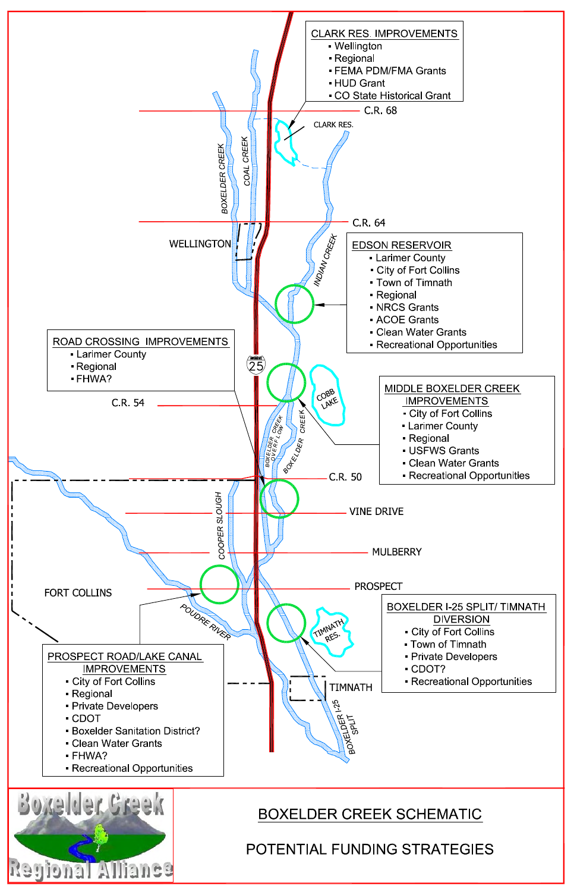# BOXELDER CREEK SCHEMATIC

## POTENTIAL FUNDING STRATEGIES

**CLARK RES. IMPROVEMENTS**
- Wellington
- Regional
- FEMA PDM/FMA Grants
- HUD Grant
- CO State Historical Grant

**EDSON RESERVOIR**
- Larimer County
- City of Fort Collins
- Town of Timnath
- Regional
- NRCS Grants
- ACOE Grants
- Clean Water Grants
- Recreational Opportunities

**ROAD CROSSING IMPROVEMENTS**
- Larimer County
- Regional
- FHWA?

**MIDDLE BOXELDER CREEK IMPROVEMENTS**
- City of Fort Collins
- Larimer County
- Regional
- USFWS Grants
- Clean Water Grants
- Recreational Opportunities

**BOXELDER I-25 SPLIT/ TIMNATH DIVERSION**
- City of Fort Collins
- Town of Timnath
- Private Developers
- CDOT?
- Recreational Opportunities

**PROSPECT ROAD/LAKE CANAL IMPROVEMENTS**
- City of Fort Collins
- Regional
- Private Developers
- CDOT
- Boxelder Sanitation District?
- Clean Water Grants
- FHWA?
- Recreational Opportunities

Map labels: C.R. 68, CLARK RES., BOXELDER CREEK, COAL CREEK, C.R. 64, WELLINGTON, INDIAN CREEK, 25, C.R. 54, COBB LAKE, BOXELDER CREEK OVERFLOW, BOXELDER CREEK, C.R. 50, VINE DRIVE, COOPER SLOUGH, MULBERRY, FORT COLLINS, PROSPECT, POUDRE RIVER, TIMNATH RES., TIMNATH, BOXELDER I-25 SPLIT

Boxelder Creek Regional Alliance